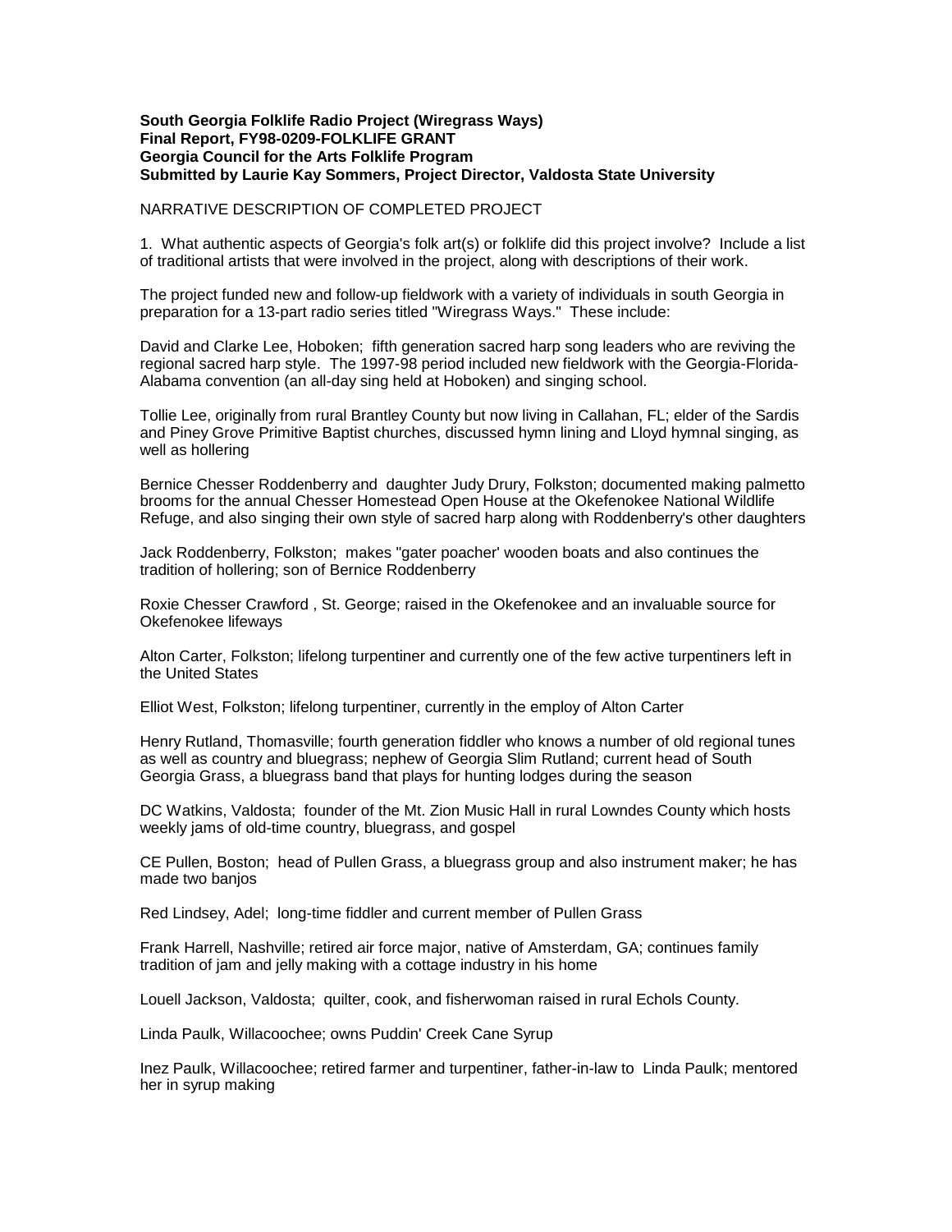**South Georgia Folklife Radio Project (Wiregrass Ways)**
**Final Report, FY98-0209-FOLKLIFE GRANT**
**Georgia Council for the Arts Folklife Program**
**Submitted by Laurie Kay Sommers, Project Director, Valdosta State University**

NARRATIVE DESCRIPTION OF COMPLETED PROJECT

1. What authentic aspects of Georgia's folk art(s) or folklife did this project involve? Include a list of traditional artists that were involved in the project, along with descriptions of their work.

The project funded new and follow-up fieldwork with a variety of individuals in south Georgia in preparation for a 13-part radio series titled "Wiregrass Ways." These include:

David and Clarke Lee, Hoboken; fifth generation sacred harp song leaders who are reviving the regional sacred harp style. The 1997-98 period included new fieldwork with the Georgia-Florida-Alabama convention (an all-day sing held at Hoboken) and singing school.

Tollie Lee, originally from rural Brantley County but now living in Callahan, FL; elder of the Sardis and Piney Grove Primitive Baptist churches, discussed hymn lining and Lloyd hymnal singing, as well as hollering

Bernice Chesser Roddenberry and daughter Judy Drury, Folkston; documented making palmetto brooms for the annual Chesser Homestead Open House at the Okefenokee National Wildlife Refuge, and also singing their own style of sacred harp along with Roddenberry's other daughters

Jack Roddenberry, Folkston; makes "gater poacher' wooden boats and also continues the tradition of hollering; son of Bernice Roddenberry

Roxie Chesser Crawford , St. George; raised in the Okefenokee and an invaluable source for Okefenokee lifeways

Alton Carter, Folkston; lifelong turpentiner and currently one of the few active turpentiners left in the United States

Elliot West, Folkston; lifelong turpentiner, currently in the employ of Alton Carter

Henry Rutland, Thomasville; fourth generation fiddler who knows a number of old regional tunes as well as country and bluegrass; nephew of Georgia Slim Rutland; current head of South Georgia Grass, a bluegrass band that plays for hunting lodges during the season

DC Watkins, Valdosta; founder of the Mt. Zion Music Hall in rural Lowndes County which hosts weekly jams of old-time country, bluegrass, and gospel

CE Pullen, Boston; head of Pullen Grass, a bluegrass group and also instrument maker; he has made two banjos

Red Lindsey, Adel; long-time fiddler and current member of Pullen Grass

Frank Harrell, Nashville; retired air force major, native of Amsterdam, GA; continues family tradition of jam and jelly making with a cottage industry in his home

Louell Jackson, Valdosta; quilter, cook, and fisherwoman raised in rural Echols County.

Linda Paulk, Willacoochee; owns Puddin' Creek Cane Syrup

Inez Paulk, Willacoochee; retired farmer and turpentiner, father-in-law to Linda Paulk; mentored her in syrup making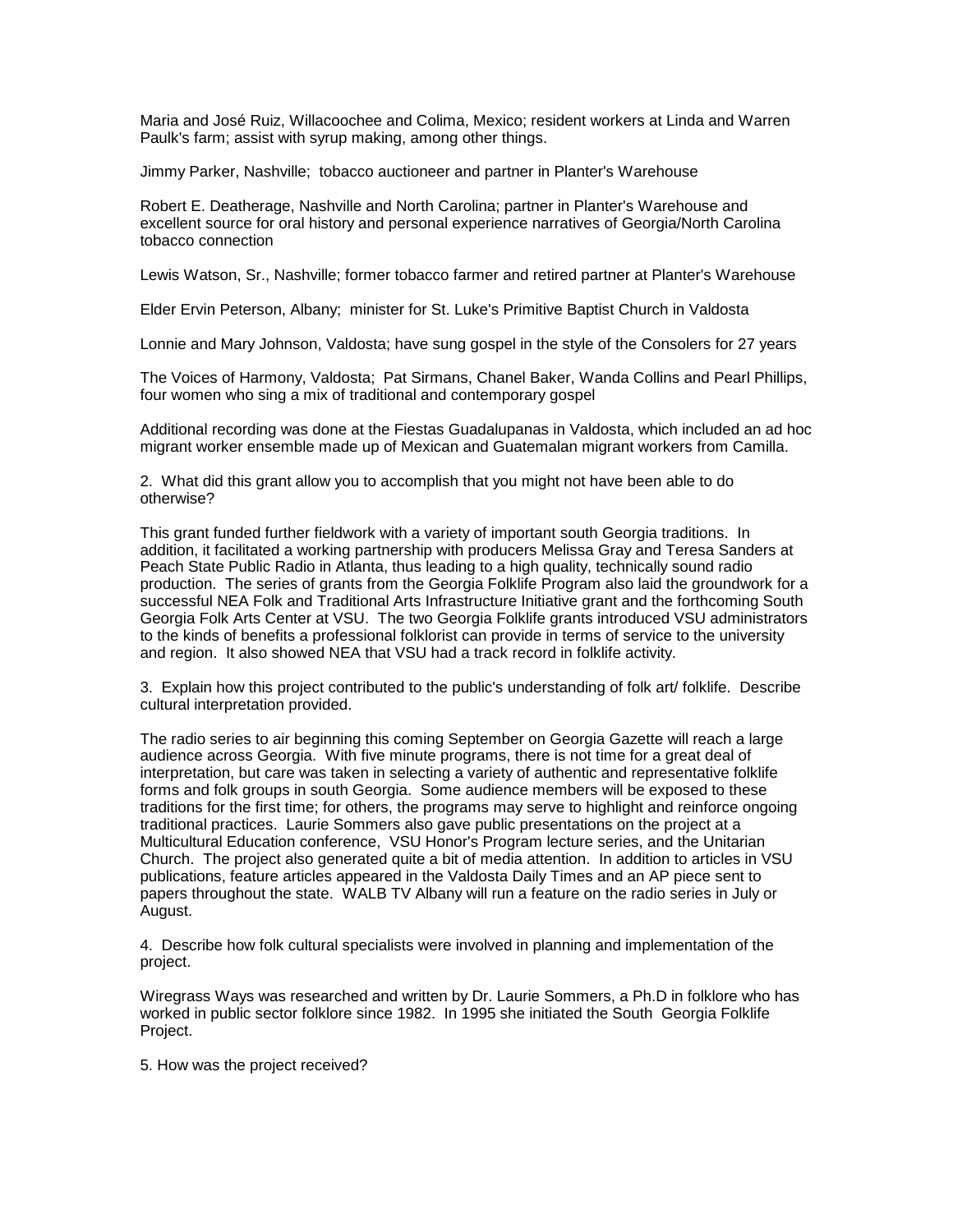Maria and José Ruiz, Willacoochee and Colima, Mexico; resident workers at Linda and Warren Paulk's farm; assist with syrup making, among other things.

Jimmy Parker, Nashville; tobacco auctioneer and partner in Planter's Warehouse

Robert E. Deatherage, Nashville and North Carolina; partner in Planter's Warehouse and excellent source for oral history and personal experience narratives of Georgia/North Carolina tobacco connection

Lewis Watson, Sr., Nashville; former tobacco farmer and retired partner at Planter's Warehouse

Elder Ervin Peterson, Albany; minister for St. Luke's Primitive Baptist Church in Valdosta

Lonnie and Mary Johnson, Valdosta; have sung gospel in the style of the Consolers for 27 years

The Voices of Harmony, Valdosta; Pat Sirmans, Chanel Baker, Wanda Collins and Pearl Phillips, four women who sing a mix of traditional and contemporary gospel

Additional recording was done at the Fiestas Guadalupanas in Valdosta, which included an ad hoc migrant worker ensemble made up of Mexican and Guatemalan migrant workers from Camilla.

2. What did this grant allow you to accomplish that you might not have been able to do otherwise?

This grant funded further fieldwork with a variety of important south Georgia traditions. In addition, it facilitated a working partnership with producers Melissa Gray and Teresa Sanders at Peach State Public Radio in Atlanta, thus leading to a high quality, technically sound radio production. The series of grants from the Georgia Folklife Program also laid the groundwork for a successful NEA Folk and Traditional Arts Infrastructure Initiative grant and the forthcoming South Georgia Folk Arts Center at VSU. The two Georgia Folklife grants introduced VSU administrators to the kinds of benefits a professional folklorist can provide in terms of service to the university and region. It also showed NEA that VSU had a track record in folklife activity.

3. Explain how this project contributed to the public's understanding of folk art/ folklife. Describe cultural interpretation provided.

The radio series to air beginning this coming September on Georgia Gazette will reach a large audience across Georgia. With five minute programs, there is not time for a great deal of interpretation, but care was taken in selecting a variety of authentic and representative folklife forms and folk groups in south Georgia. Some audience members will be exposed to these traditions for the first time; for others, the programs may serve to highlight and reinforce ongoing traditional practices. Laurie Sommers also gave public presentations on the project at a Multicultural Education conference, VSU Honor's Program lecture series, and the Unitarian Church. The project also generated quite a bit of media attention. In addition to articles in VSU publications, feature articles appeared in the Valdosta Daily Times and an AP piece sent to papers throughout the state. WALB TV Albany will run a feature on the radio series in July or August.

4. Describe how folk cultural specialists were involved in planning and implementation of the project.

Wiregrass Ways was researched and written by Dr. Laurie Sommers, a Ph.D in folklore who has worked in public sector folklore since 1982. In 1995 she initiated the South Georgia Folklife Project.

5. How was the project received?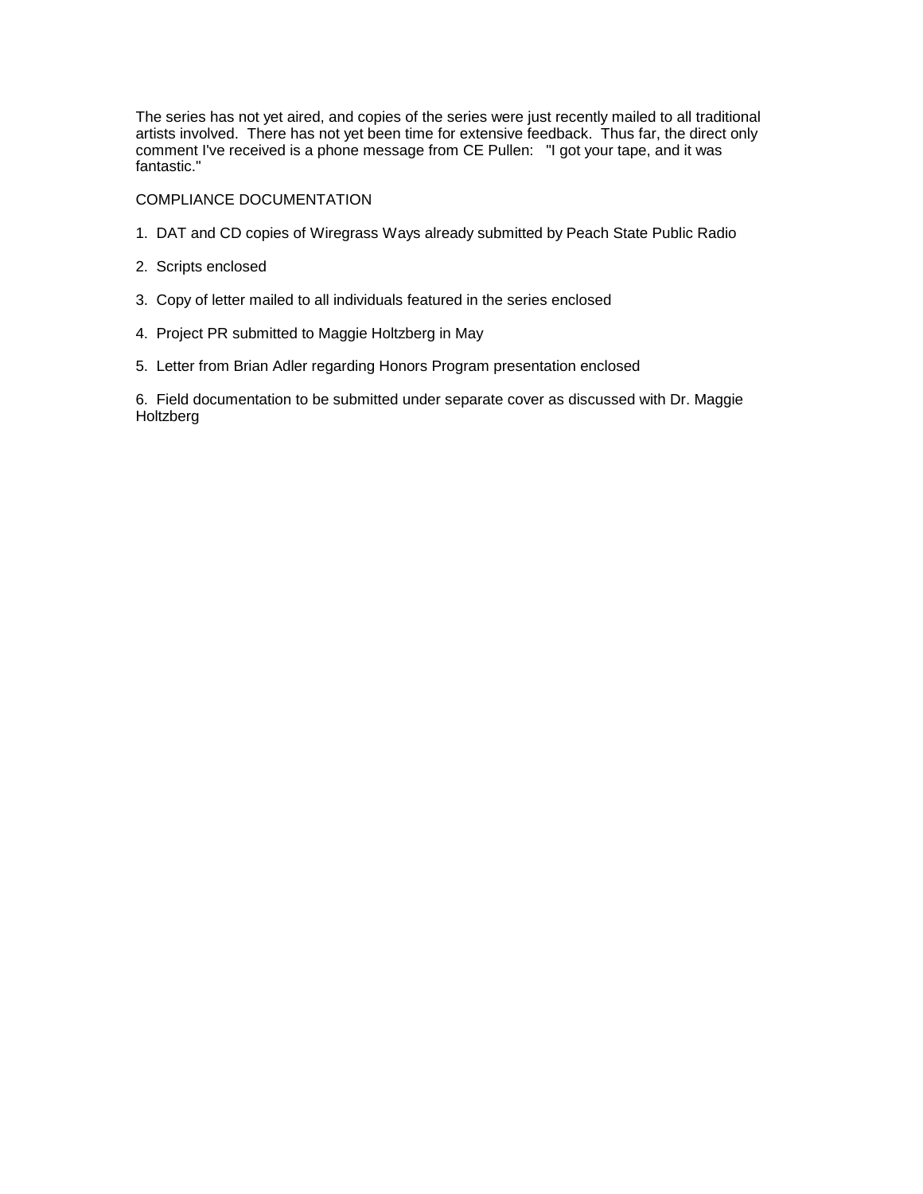The series has not yet aired, and copies of the series were just recently mailed to all traditional artists involved. There has not yet been time for extensive feedback. Thus far, the direct only comment I've received is a phone message from CE Pullen: "I got your tape, and it was fantastic."

COMPLIANCE DOCUMENTATION

1. DAT and CD copies of Wiregrass Ways already submitted by Peach State Public Radio

2. Scripts enclosed

3. Copy of letter mailed to all individuals featured in the series enclosed

4. Project PR submitted to Maggie Holtzberg in May

5. Letter from Brian Adler regarding Honors Program presentation enclosed

6. Field documentation to be submitted under separate cover as discussed with Dr. Maggie Holtzberg